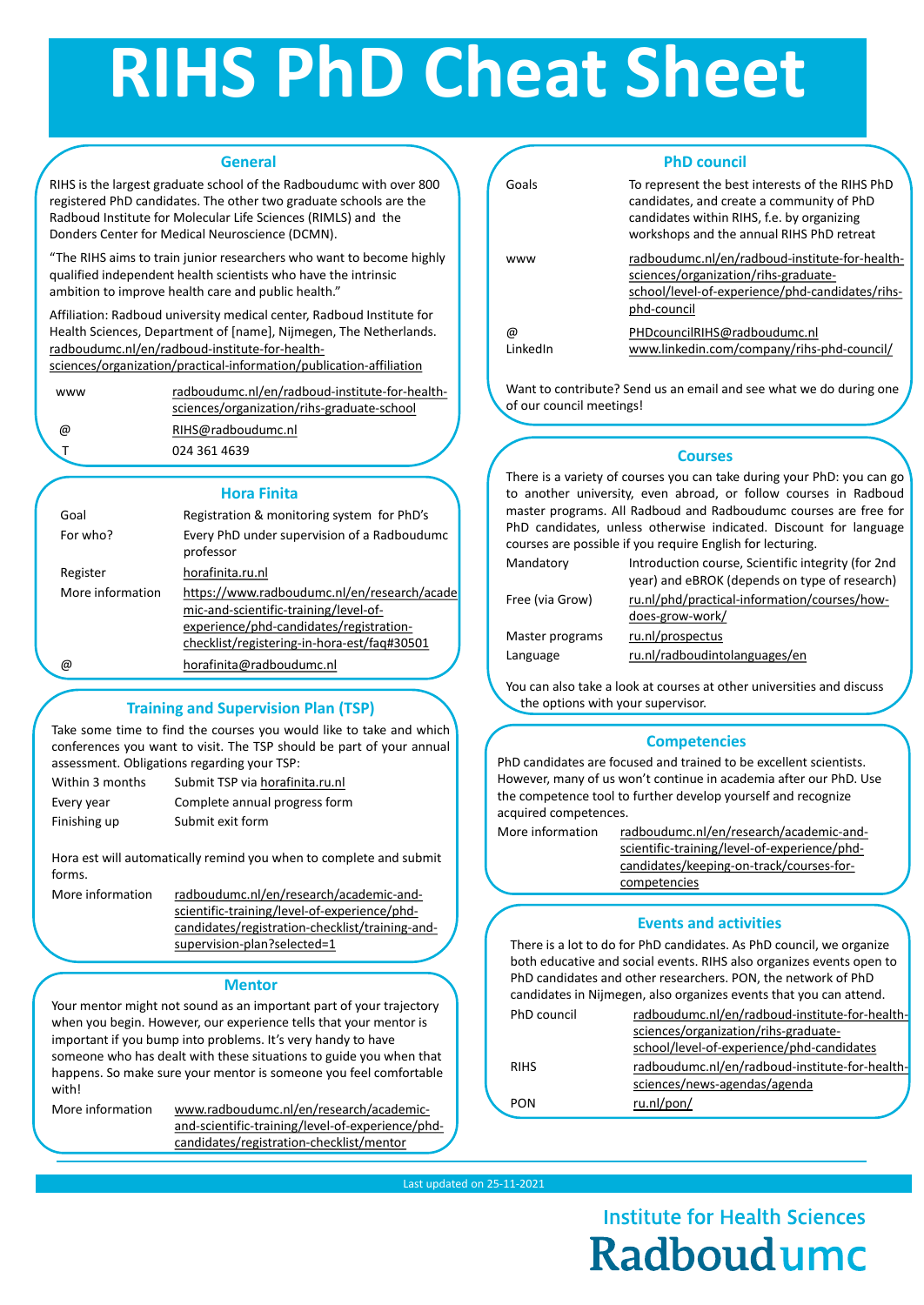# RIHS PhD Cheat Sheet

## General

RIHS is the largest graduate school of the Radboudumc with over 800 registered PhD candidates. The other two graduate schools are the Radboud Institute for Molecular Life Sciences (RIMLS) and the Donders Center for Medical Neuroscience (DCMN).

“The RIHS aims to train junior researchers who want to become highly qualified independent health scientists who have the intrinsic ambition to improve health care and public health.”

Affiliation: Radboud university medical center, Radboud Institute for Health Sciences, Department of [name], Nijmegen, The Netherlands. radboudumc.nl/en/radboud-institute-for-health-sciences/organization/practical-information/publication-affiliation

| | |
|---|---|
| www | radboudumc.nl/en/radboud-institute-for-health-sciences/organization/rihs-graduate-school |
| @ | RIHS@radboudumc.nl |
| T | 024 361 4639 |

## Hora Finita

| | |
|---|---|
| Goal | Registration & monitoring system for PhD’s |
| For who? | Every PhD under supervision of a Radboudumc professor |
| Register | horafinita.ru.nl |
| More information | https://www.radboudumc.nl/en/research/academic-and-scientific-training/level-of-experience/phd-candidates/registration-checklist/registering-in-hora-est/faq#30501 |
| @ | horafinita@radboudumc.nl |

## Training and Supervision Plan (TSP)

Take some time to find the courses you would like to take and which conferences you want to visit. The TSP should be part of your annual assessment. Obligations regarding your TSP:

| | |
|---|---|
| Within 3 months | Submit TSP via horafinita.ru.nl |
| Every year | Complete annual progress form |
| Finishing up | Submit exit form |

Hora est will automatically remind you when to complete and submit forms.

| | |
|---|---|
| More information | radboudumc.nl/en/research/academic-and-scientific-training/level-of-experience/phd-candidates/registration-checklist/training-and-supervision-plan?selected=1 |

## Mentor

Your mentor might not sound as an important part of your trajectory when you begin. However, our experience tells that your mentor is important if you bump into problems. It’s very handy to have someone who has dealt with these situations to guide you when that happens. So make sure your mentor is someone you feel comfortable with!

| | |
|---|---|
| More information | www.radboudumc.nl/en/research/academic-and-scientific-training/level-of-experience/phd-candidates/registration-checklist/mentor |

## PhD council

| | |
|---|---|
| Goals | To represent the best interests of the RIHS PhD candidates, and create a community of PhD candidates within RIHS, f.e. by organizing workshops and the annual RIHS PhD retreat |
| www | radboudumc.nl/en/radboud-institute-for-health-sciences/organization/rihs-graduate-school/level-of-experience/phd-candidates/rihs-phd-council |
| @ | PHDcouncilRIHS@radboudumc.nl |
| LinkedIn | www.linkedin.com/company/rihs-phd-council/ |

Want to contribute? Send us an email and see what we do during one of our council meetings!

## Courses

There is a variety of courses you can take during your PhD: you can go to another university, even abroad, or follow courses in Radboud master programs. All Radboud and Radboudumc courses are free for PhD candidates, unless otherwise indicated. Discount for language courses are possible if you require English for lecturing.

| | |
|---|---|
| Mandatory | Introduction course, Scientific integrity (for 2nd year) and eBROK (depends on type of research) |
| Free (via Grow) | ru.nl/phd/practical-information/courses/how-does-grow-work/ |
| Master programs | ru.nl/prospectus |
| Language | ru.nl/radboudintolanguages/en |

You can also take a look at courses at other universities and discuss the options with your supervisor.

## Competencies

PhD candidates are focused and trained to be excellent scientists. However, many of us won’t continue in academia after our PhD. Use the competence tool to further develop yourself and recognize acquired competences.

| | |
|---|---|
| More information | radboudumc.nl/en/research/academic-and-scientific-training/level-of-experience/phd-candidates/keeping-on-track/courses-for-competencies |

## Events and activities

There is a lot to do for PhD candidates. As PhD council, we organize both educative and social events. RIHS also organizes events open to PhD candidates and other researchers. PON, the network of PhD candidates in Nijmegen, also organizes events that you can attend.

| | |
|---|---|
| PhD council | radboudumc.nl/en/radboud-institute-for-health-sciences/organization/rihs-graduate-school/level-of-experience/phd-candidates |
| RIHS | radboudumc.nl/en/radboud-institute-for-health-sciences/news-agendas/agenda |
| PON | ru.nl/pon/ |

Last updated on 25-11-2021

Institute for Health Sciences
Radboudumc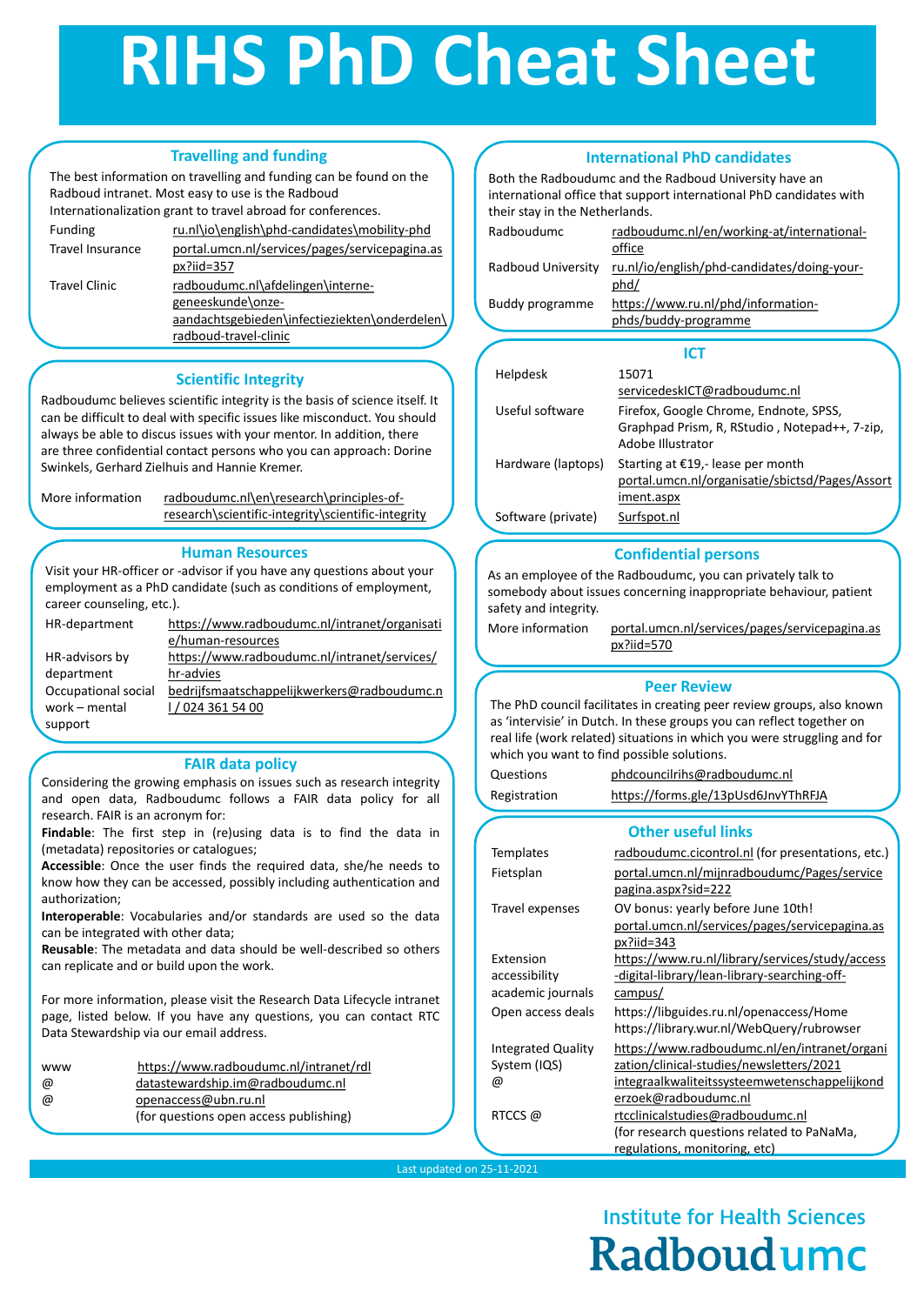# RIHS PhD Cheat Sheet

## Travelling and funding

The best information on travelling and funding can be found on the Radboud intranet. Most easy to use is the Radboud Internationalization grant to travel abroad for conferences.

| | |
|---|---|
| Funding | ru.nl\io\english\phd-candidates\mobility-phd |
| Travel Insurance | portal.umcn.nl/services/pages/servicepagina.aspx?iid=357 |
| Travel Clinic | radboudumc.nl\afdelingen\interne-geneeskunde\onze-aandachtsgebieden\infectieziekten\onderdelen\radboud-travel-clinic |

## Scientific Integrity

Radboudumc believes scientific integrity is the basis of science itself. It can be difficult to deal with specific issues like misconduct. You should always be able to discus issues with your mentor. In addition, there are three confidential contact persons who you can approach: Dorine Swinkels, Gerhard Zielhuis and Hannie Kremer.

| | |
|---|---|
| More information | radboudumc.nl\en\research\principles-of-research\scientific-integrity\scientific-integrity |

## Human Resources

Visit your HR-officer or -advisor if you have any questions about your employment as a PhD candidate (such as conditions of employment, career counseling, etc.).

| | |
|---|---|
| HR-department | https://www.radboudumc.nl/intranet/organisatie/human-resources |
| HR-advisors by department | https://www.radboudumc.nl/intranet/services/hr-advies |
| Occupational social work – mental support | bedrijfsmaatschappelijkwerkers@radboudumc.nl / 024 361 54 00 |

## FAIR data policy

Considering the growing emphasis on issues such as research integrity and open data, Radboudumc follows a FAIR data policy for all research. FAIR is an acronym for:

**Findable**: The first step in (re)using data is to find the data in (metadata) repositories or catalogues;

**Accessible**: Once the user finds the required data, she/he needs to know how they can be accessed, possibly including authentication and authorization;

**Interoperable**: Vocabularies and/or standards are used so the data can be integrated with other data;

**Reusable**: The metadata and data should be well-described so others can replicate and or build upon the work.

For more information, please visit the Research Data Lifecycle intranet page, listed below. If you have any questions, you can contact RTC Data Stewardship via our email address.

| | |
|---|---|
| www | https://www.radboudumc.nl/intranet/rdl |
| @ | datastewardship.im@radboudumc.nl |
| @ | openaccess@ubn.ru.nl (for questions open access publishing) |

## International PhD candidates

Both the Radboudumc and the Radboud University have an international office that support international PhD candidates with their stay in the Netherlands.

| | |
|---|---|
| Radboudumc | radboudumc.nl/en/working-at/international-office |
| Radboud University | ru.nl/io/english/phd-candidates/doing-your-phd/ |
| Buddy programme | https://www.ru.nl/phd/information-phds/buddy-programme |

## ICT

| | |
|---|---|
| Helpdesk | 15071 servicedeskICT@radboudumc.nl |
| Useful software | Firefox, Google Chrome, Endnote, SPSS, Graphpad Prism, R, RStudio , Notepad++, 7-zip, Adobe Illustrator |
| Hardware (laptops) | Starting at €19,- lease per month portal.umcn.nl/organisatie/sbictsd/Pages/Assortiment.aspx |
| Software (private) | Surfspot.nl |

## Confidential persons

As an employee of the Radboudumc, you can privately talk to somebody about issues concerning inappropriate behaviour, patient safety and integrity.

| | |
|---|---|
| More information | portal.umcn.nl/services/pages/servicepagina.aspx?iid=570 |

## Peer Review

The PhD council facilitates in creating peer review groups, also known as 'intervisie' in Dutch. In these groups you can reflect together on real life (work related) situations in which you were struggling and for which you want to find possible solutions.

| | |
|---|---|
| Questions | phdcouncilrihs@radboudumc.nl |
| Registration | https://forms.gle/13pUsd6JnvYThRFJA |

## Other useful links

| | |
|---|---|
| Templates | radboudumc.cicontrol.nl (for presentations, etc.) |
| Fietsplan | portal.umcn.nl/mijnradboudumc/Pages/servicepagina.aspx?sid=222 |
| Travel expenses | OV bonus: yearly before June 10th! portal.umcn.nl/services/pages/servicepagina.aspx?iid=343 |
| Extension accessibility academic journals | https://www.ru.nl/library/services/study/access-digital-library/lean-library-searching-off-campus/ |
| Open access deals | https://libguides.ru.nl/openaccess/Home https://library.wur.nl/WebQuery/rubrowser |
| Integrated Quality System (IQS) @ | https://www.radboudumc.nl/en/intranet/organization/clinical-studies/newsletters/2021 integraalkwaliteitssysteemwetenschappelijkonderzoek@radboudumc.nl |
| RTCCS @ | rtcclinicalstudies@radboudumc.nl (for research questions related to PaNaMa, regulations, monitoring, etc) |

Last updated on 25-11-2021

Institute for Health Sciences

Radboudumc